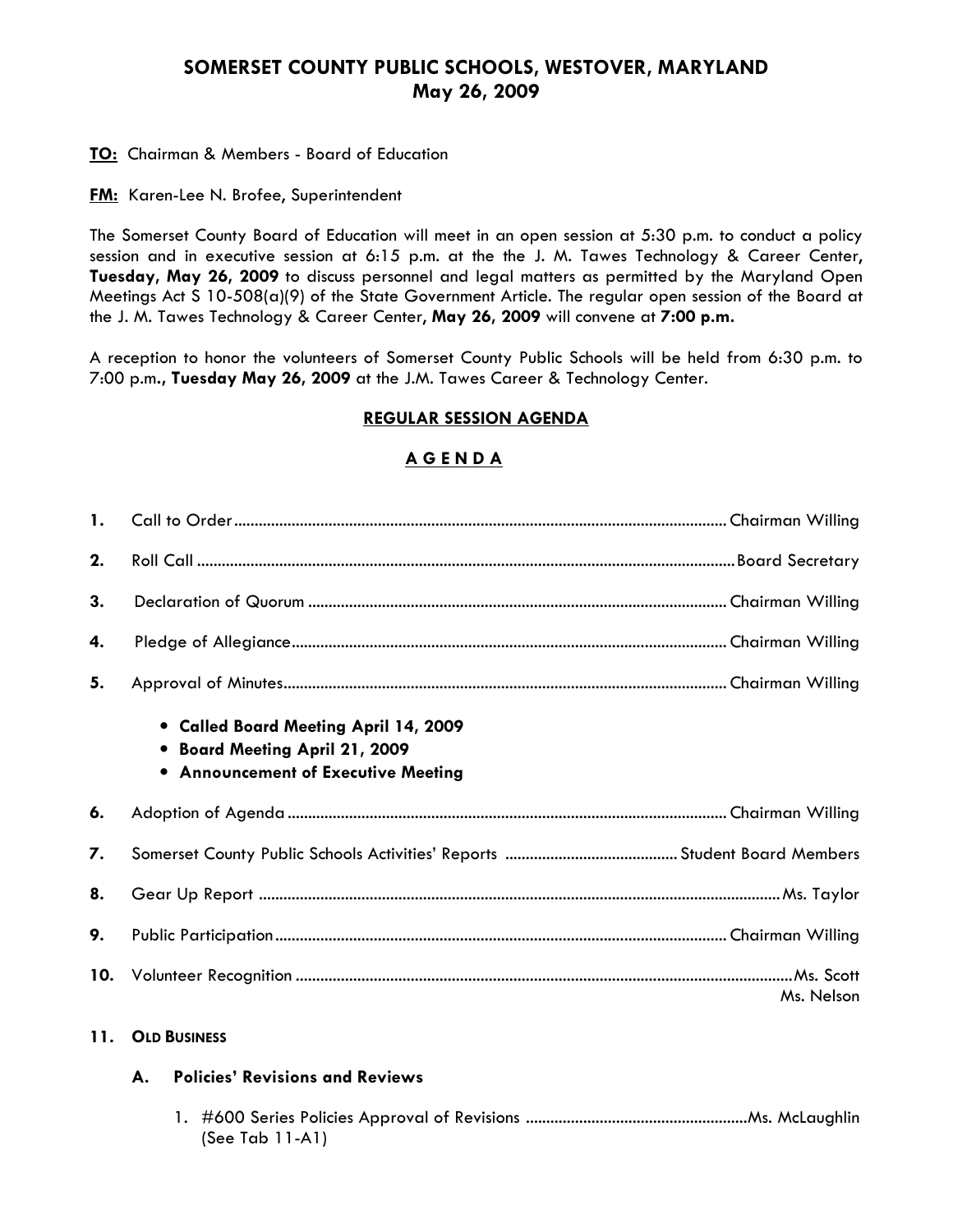# SOMERSET COUNTY PUBLIC SCHOOLS, WESTOVER, MARYLAND
## May 26, 2009

**TO:** Chairman & Members - Board of Education

**FM:** Karen-Lee N. Brofee, Superintendent

The Somerset County Board of Education will meet in an open session at 5:30 p.m. to conduct a policy session and in executive session at 6:15 p.m. at the the J. M. Tawes Technology & Career Center, **Tuesday, May 26, 2009** to discuss personnel and legal matters as permitted by the Maryland Open Meetings Act S 10-508(a)(9) of the State Government Article. The regular open session of the Board at the J. M. Tawes Technology & Career Center, **May 26, 2009** will convene at **7:00 p.m.**

A reception to honor the volunteers of Somerset County Public Schools will be held from 6:30 p.m. to 7:00 p.m**., Tuesday May 26, 2009** at the J.M. Tawes Career & Technology Center.

## REGULAR SESSION AGENDA

## A G E N D A

**1.** Call to Order ........ Chairman Willing

**2.** Roll Call ........ Board Secretary

**3.** Declaration of Quorum ........ Chairman Willing

**4.** Pledge of Allegiance ........ Chairman Willing

**5.** Approval of Minutes ........ Chairman Willing

- **Called Board Meeting April 14, 2009**
- **Board Meeting April 21, 2009**
- **Announcement of Executive Meeting**

**6.** Adoption of Agenda ........ Chairman Willing

**7.** Somerset County Public Schools Activities' Reports ........ Student Board Members

**8.** Gear Up Report ........ Ms. Taylor

**9.** Public Participation ........ Chairman Willing

**10.** Volunteer Recognition ........ Ms. Scott, Ms. Nelson

**11. OLD BUSINESS**

**A. Policies' Revisions and Reviews**

1. #600 Series Policies Approval of Revisions ........ Ms. McLaughlin (See Tab 11-A1)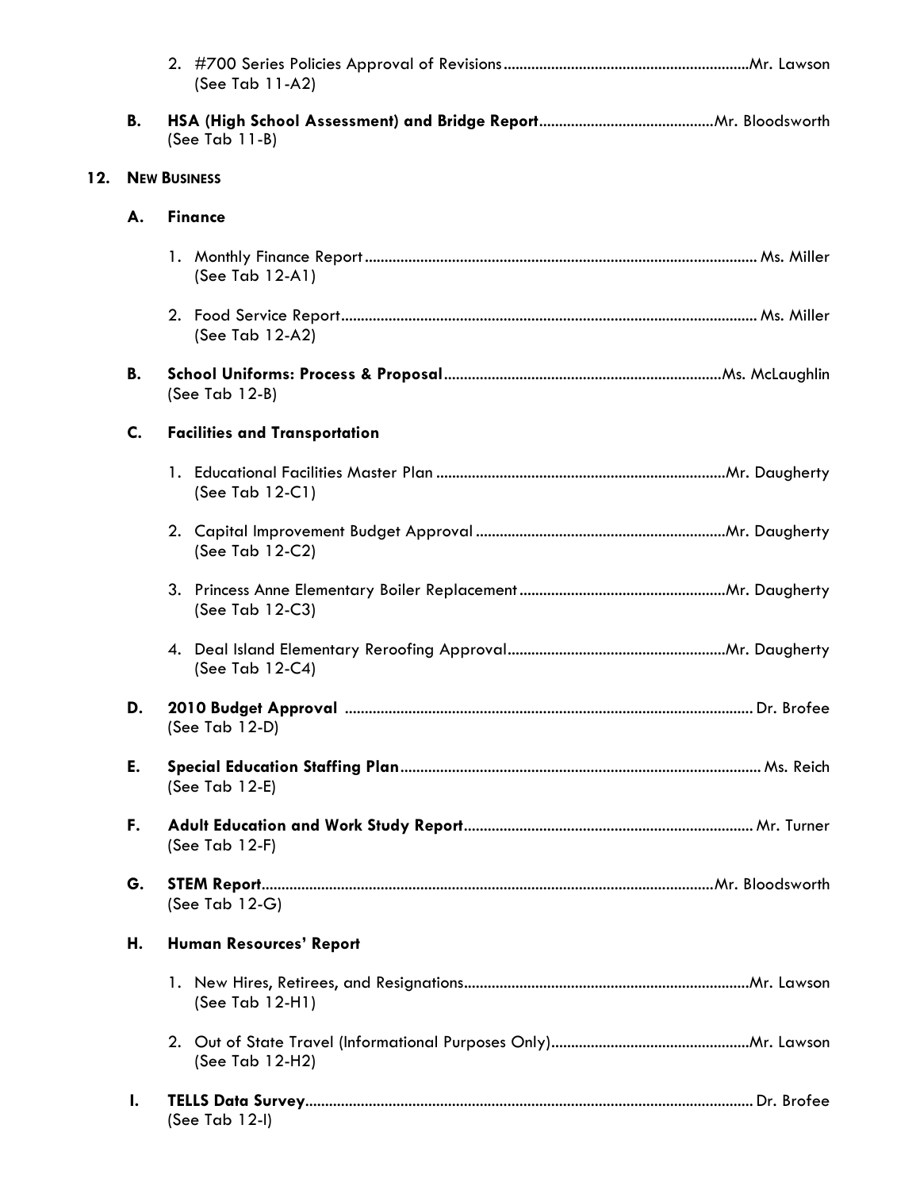2. #700 Series Policies Approval of Revisions.............................................................Mr. Lawson
   (See Tab 11-A2)

**B. HSA (High School Assessment) and Bridge Report**............................................Mr. Bloodsworth
(See Tab 11-B)

**12. NEW BUSINESS**

**A. Finance**

1. Monthly Finance Report.................................................................................................. Ms. Miller
   (See Tab 12-A1)

2. Food Service Report....................................................................................................... Ms. Miller
   (See Tab 12-A2)

**B. School Uniforms: Process & Proposal**.....................................................................Ms. McLaughlin
(See Tab 12-B)

**C. Facilities and Transportation**

1. Educational Facilities Master Plan ........................................................................Mr. Daugherty
   (See Tab 12-C1)

2. Capital Improvement Budget Approval ..............................................................Mr. Daugherty
   (See Tab 12-C2)

3. Princess Anne Elementary Boiler Replacement...................................................Mr. Daugherty
   (See Tab 12-C3)

4. Deal Island Elementary Reroofing Approval......................................................Mr. Daugherty
   (See Tab 12-C4)

**D. 2010 Budget Approval** ...................................................................................................... Dr. Brofee
(See Tab 12-D)

**E. Special Education Staffing Plan**.......................................................................................... Ms. Reich
(See Tab 12-E)

**F. Adult Education and Work Study Report**........................................................................ Mr. Turner
(See Tab 12-F)

**G. STEM Report**...............................................................................................................Mr. Bloodsworth
(See Tab 12-G)

**H. Human Resources' Report**

1. New Hires, Retirees, and Resignations.......................................................................Mr. Lawson
   (See Tab 12-H1)

2. Out of State Travel (Informational Purposes Only).................................................Mr. Lawson
   (See Tab 12-H2)

**I. TELLS Data Survey**............................................................................................................... Dr. Brofee
(See Tab 12-I)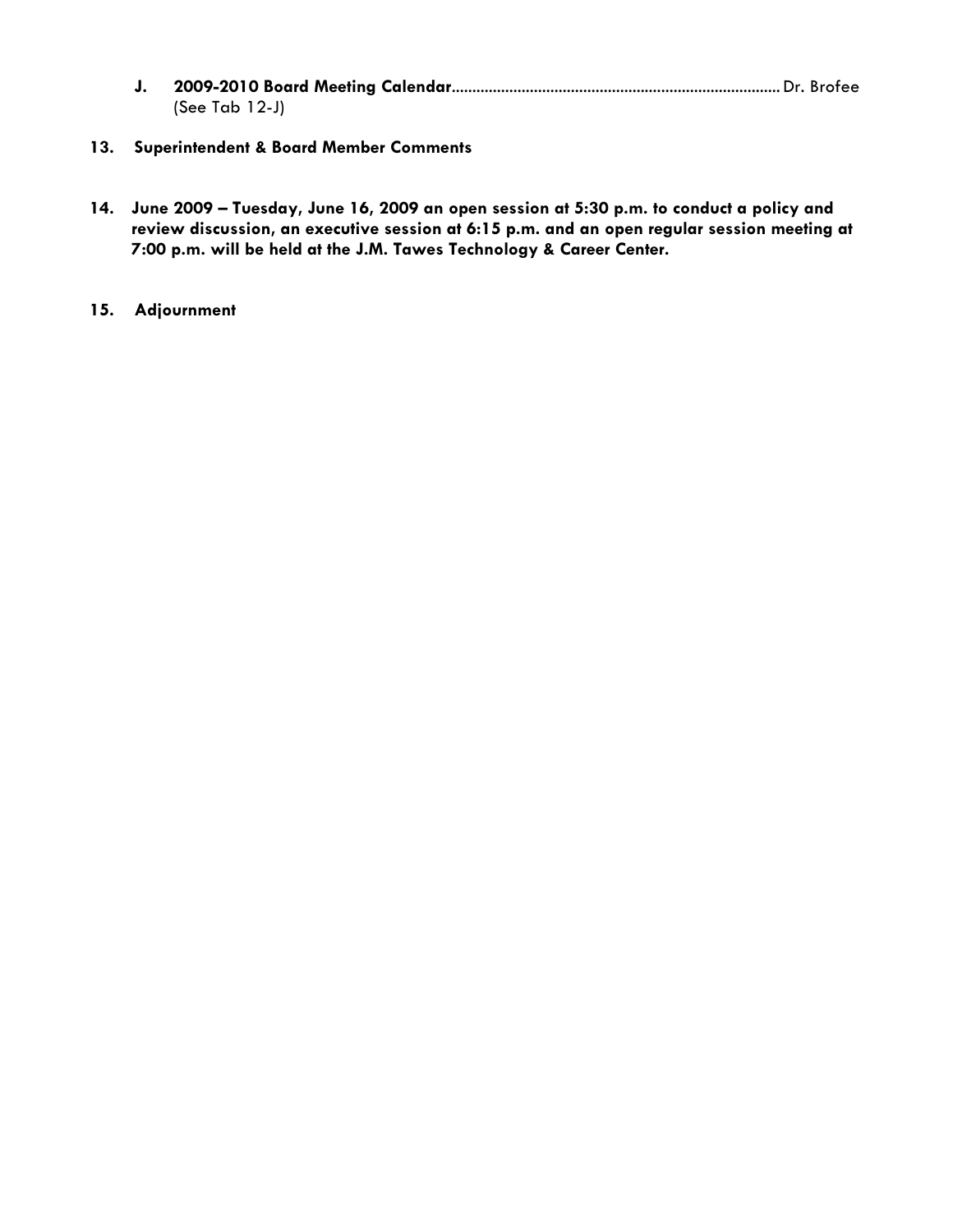J. **2009-2010 Board Meeting Calendar**............................................................................... Dr. Brofee
(See Tab 12-J)

**13. Superintendent & Board Member Comments**

**14. June 2009 – Tuesday, June 16, 2009 an open session at 5:30 p.m. to conduct a policy and review discussion, an executive session at 6:15 p.m. and an open regular session meeting at 7:00 p.m. will be held at the J.M. Tawes Technology & Career Center.**

**15. Adjournment**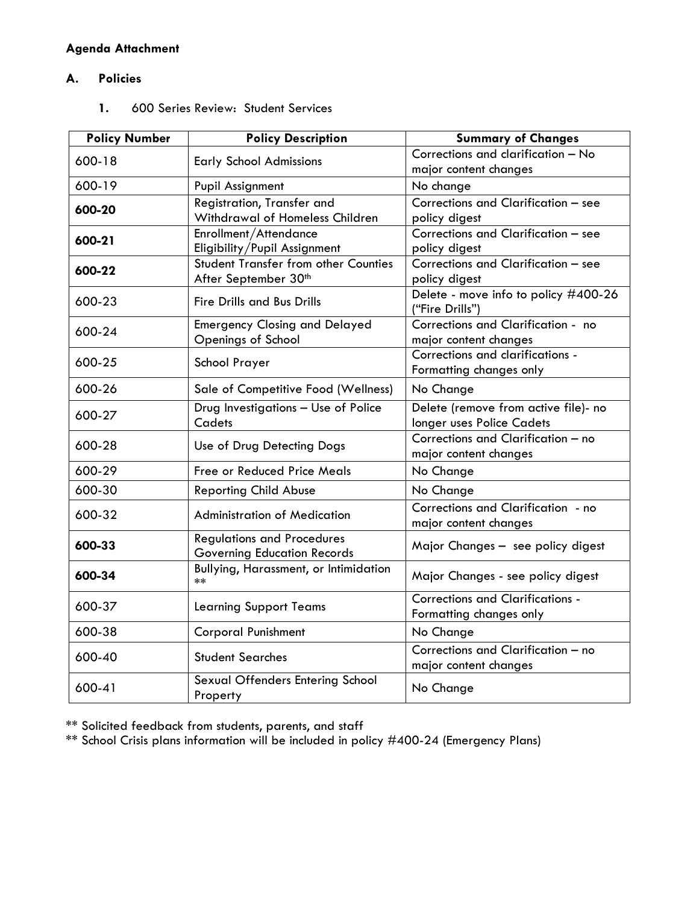**Agenda Attachment**

**A. Policies**

**1.** 600 Series Review: Student Services

| Policy Number | Policy Description | Summary of Changes |
|---|---|---|
| 600-18 | Early School Admissions | Corrections and clarification – No major content changes |
| 600-19 | Pupil Assignment | No change |
| **600-20** | Registration, Transfer and Withdrawal of Homeless Children | Corrections and Clarification – see policy digest |
| **600-21** | Enrollment/Attendance Eligibility/Pupil Assignment | Corrections and Clarification – see policy digest |
| **600-22** | Student Transfer from other Counties After September 30th | Corrections and Clarification – see policy digest |
| 600-23 | Fire Drills and Bus Drills | Delete - move info to policy #400-26 ("Fire Drills") |
| 600-24 | Emergency Closing and Delayed Openings of School | Corrections and Clarification - no major content changes |
| 600-25 | School Prayer | Corrections and clarifications - Formatting changes only |
| 600-26 | Sale of Competitive Food (Wellness) | No Change |
| 600-27 | Drug Investigations – Use of Police Cadets | Delete (remove from active file)- no longer uses Police Cadets |
| 600-28 | Use of Drug Detecting Dogs | Corrections and Clarification – no major content changes |
| 600-29 | Free or Reduced Price Meals | No Change |
| 600-30 | Reporting Child Abuse | No Change |
| 600-32 | Administration of Medication | Corrections and Clarification - no major content changes |
| **600-33** | Regulations and Procedures Governing Education Records | Major Changes – see policy digest |
| **600-34** | Bullying, Harassment, or Intimidation ** | Major Changes - see policy digest |
| 600-37 | Learning Support Teams | Corrections and Clarifications - Formatting changes only |
| 600-38 | Corporal Punishment | No Change |
| 600-40 | Student Searches | Corrections and Clarification – no major content changes |
| 600-41 | Sexual Offenders Entering School Property | No Change |

** Solicited feedback from students, parents, and staff

** School Crisis plans information will be included in policy #400-24 (Emergency Plans)